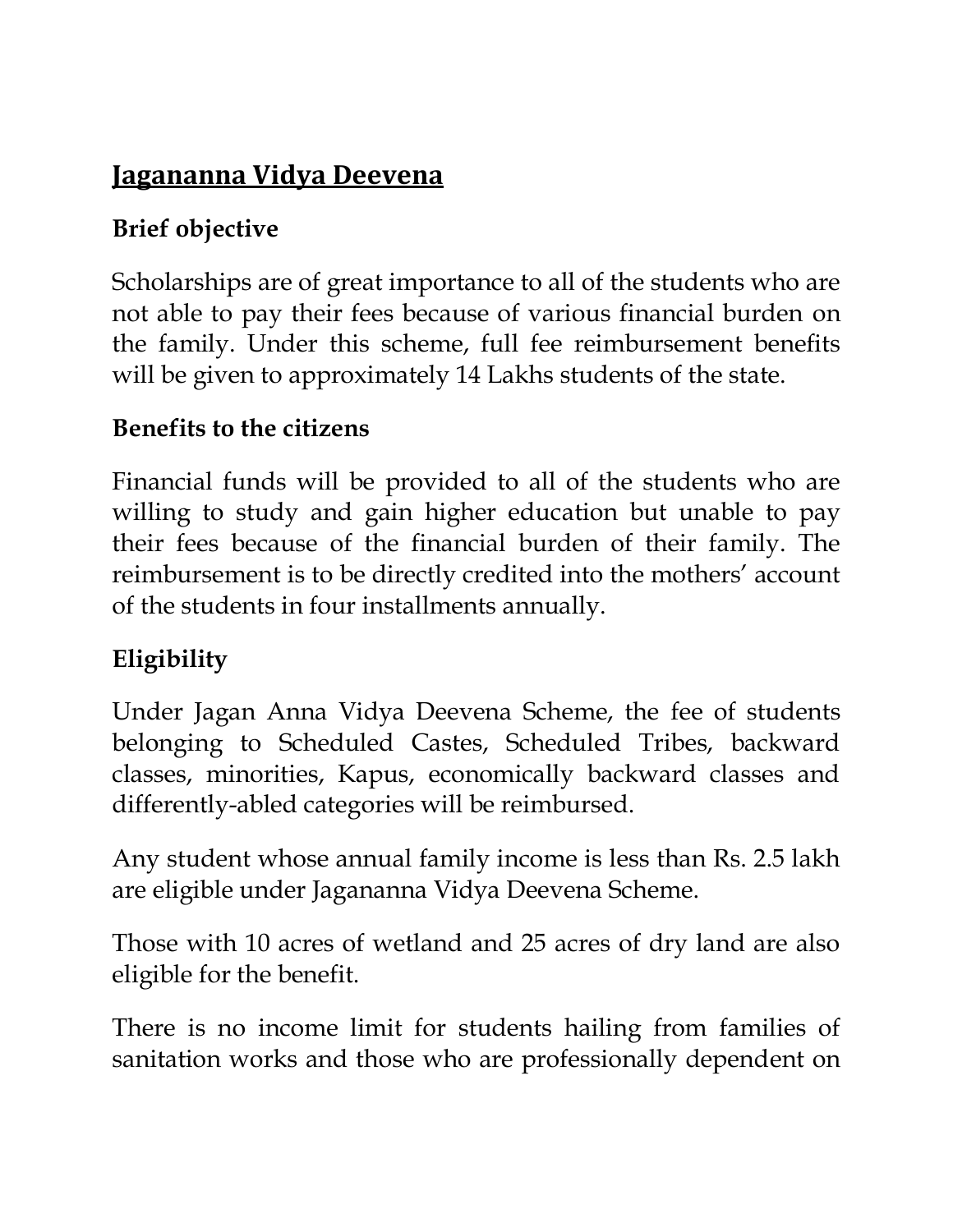# Jagananna Vidya Deevena

### Brief objective

Scholarships are of great importance to all of the students who are not able to pay their fees because of various financial burden on the family. Under this scheme, full fee reimbursement benefits will be given to approximately 14 Lakhs students of the state.

### Benefits to the citizens

Financial funds will be provided to all of the students who are willing to study and gain higher education but unable to pay their fees because of the financial burden of their family. The reimbursement is to be directly credited into the mothers' account of the students in four installments annually.

### Eligibility

Under Jagan Anna Vidya Deevena Scheme, the fee of students belonging to Scheduled Castes, Scheduled Tribes, backward classes, minorities, Kapus, economically backward classes and differently-abled categories will be reimbursed.

Any student whose annual family income is less than Rs. 2.5 lakh are eligible under Jagananna Vidya Deevena Scheme.

Those with 10 acres of wetland and 25 acres of dry land are also eligible for the benefit.

There is no income limit for students hailing from families of sanitation works and those who are professionally dependent on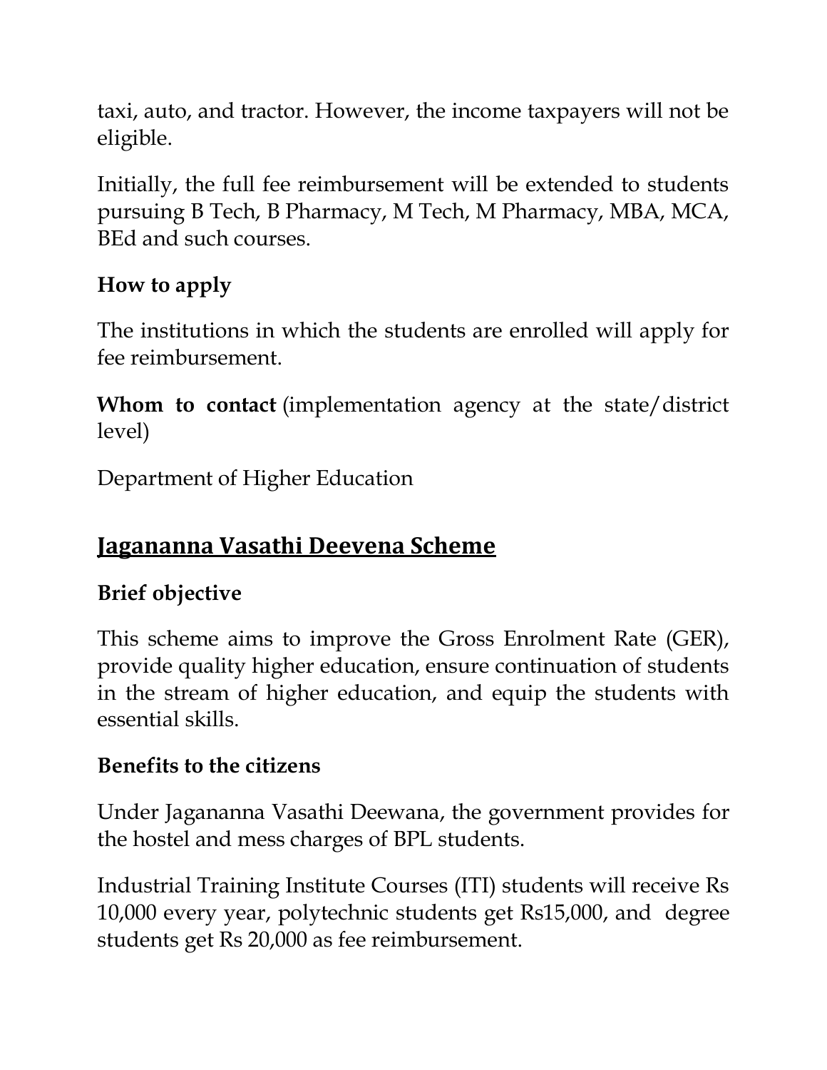taxi, auto, and tractor. However, the income taxpayers will not be eligible.

Initially, the full fee reimbursement will be extended to students pursuing B Tech, B Pharmacy, M Tech, M Pharmacy, MBA, MCA, BEd and such courses.

**How to apply**

The institutions in which the students are enrolled will apply for fee reimbursement.

**Whom to contact** (implementation agency at the state/district level)

Department of Higher Education

## Jagananna Vasathi Deevena Scheme

**Brief objective**

This scheme aims to improve the Gross Enrolment Rate (GER), provide quality higher education, ensure continuation of students in the stream of higher education, and equip the students with essential skills.

**Benefits to the citizens**

Under Jagananna Vasathi Deewana, the government provides for the hostel and mess charges of BPL students.

Industrial Training Institute Courses (ITI) students will receive Rs 10,000 every year, polytechnic students get Rs15,000, and degree students get Rs 20,000 as fee reimbursement.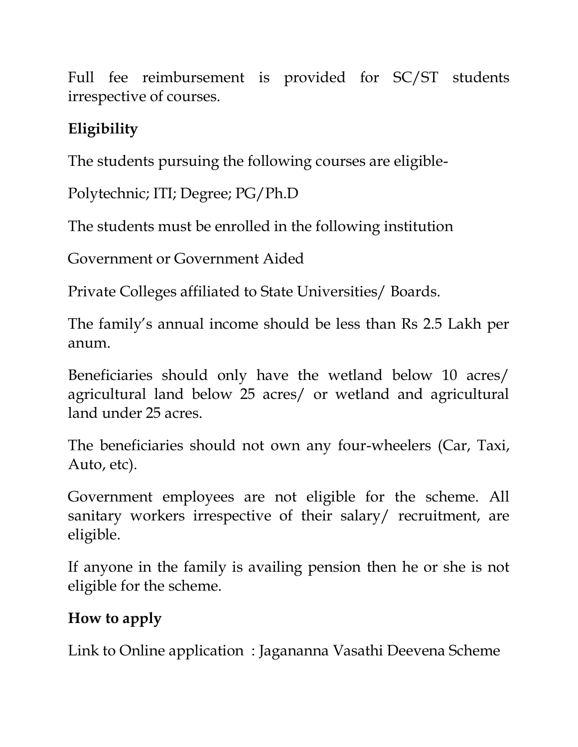Full fee reimbursement is provided for SC/ST students irrespective of courses.

**Eligibility**

The students pursuing the following courses are eligible-

Polytechnic; ITI; Degree; PG/Ph.D

The students must be enrolled in the following institution

Government or Government Aided

Private Colleges affiliated to State Universities/ Boards.

The family's annual income should be less than Rs 2.5 Lakh per anum.

Beneficiaries should only have the wetland below 10 acres/ agricultural land below 25 acres/ or wetland and agricultural land under 25 acres.

The beneficiaries should not own any four-wheelers (Car, Taxi, Auto, etc).

Government employees are not eligible for the scheme. All sanitary workers irrespective of their salary/ recruitment, are eligible.

If anyone in the family is availing pension then he or she is not eligible for the scheme.

**How to apply**

Link to Online application : Jagananna Vasathi Deevena Scheme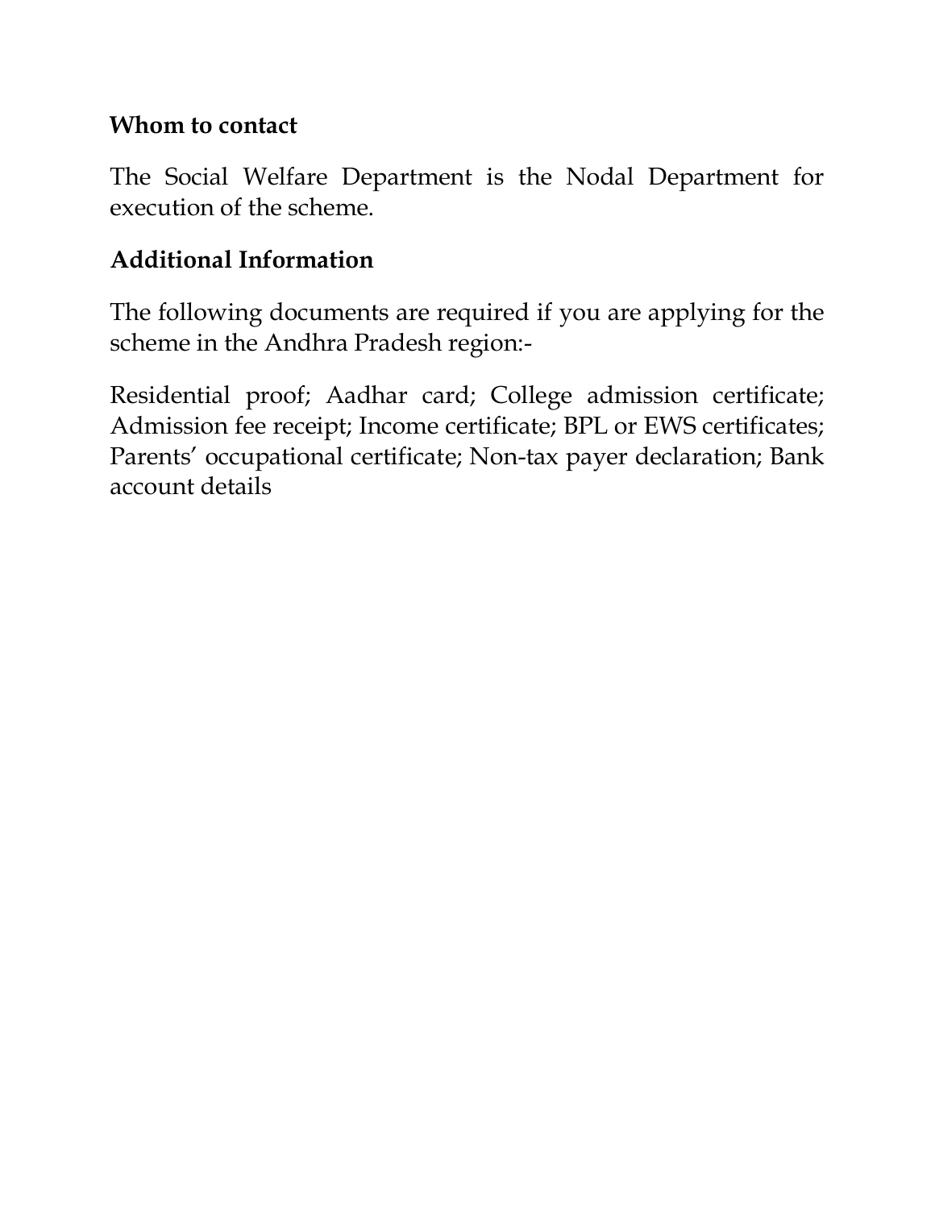**Whom to contact**

The Social Welfare Department is the Nodal Department for execution of the scheme.

**Additional Information**

The following documents are required if you are applying for the scheme in the Andhra Pradesh region:-

Residential proof; Aadhar card; College admission certificate; Admission fee receipt; Income certificate; BPL or EWS certificates; Parents' occupational certificate; Non-tax payer declaration; Bank account details